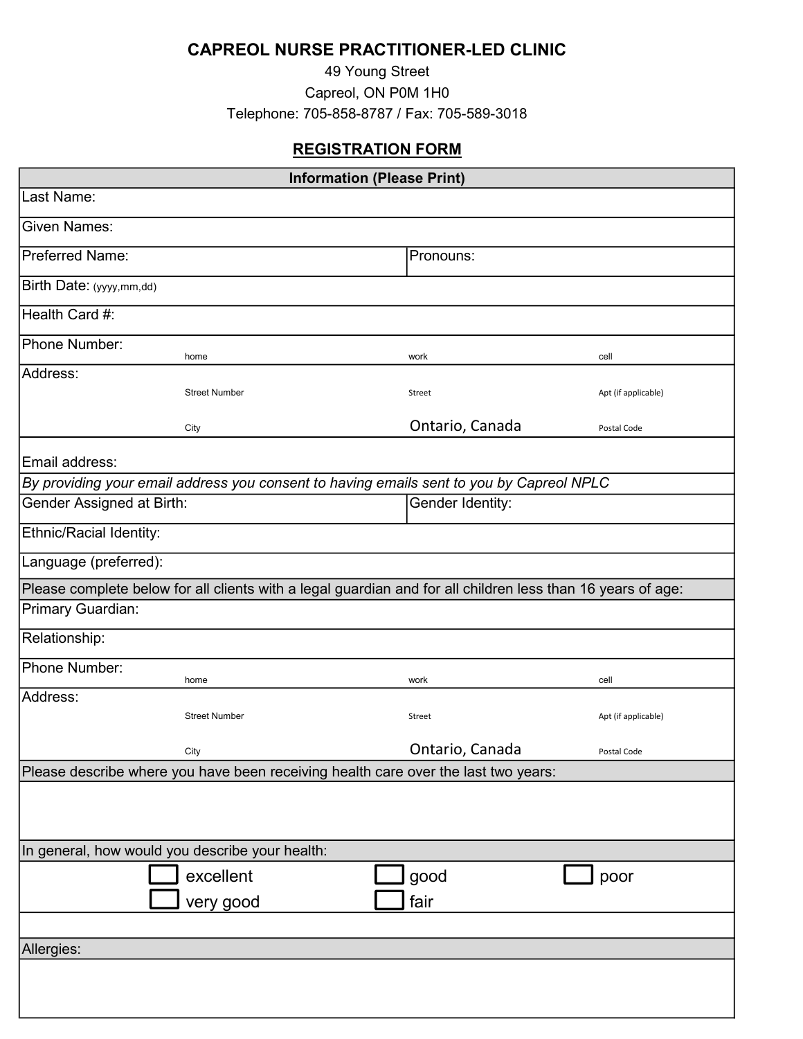# CAPREOL NURSE PRACTITIONER-LED CLINIC

49 Young Street
Capreol, ON P0M 1H0
Telephone: 705-858-8787 / Fax: 705-589-3018

## REGISTRATION FORM

| **Information (Please Print)** | | |
|---|---|---|
| Last Name: | | |
| Given Names: | | |
| Preferred Name: | Pronouns: | |
| Birth Date: (yyyy,mm,dd) | | |
| Health Card #: | | |
| Phone Number: home | work | cell |
| Address: Street Number | Street | Apt (if applicable) |
| City | Ontario, Canada | Postal Code |
| Email address: | | |
| *By providing your email address you consent to having emails sent to you by Capreol NPLC* | | |
| Gender Assigned at Birth: | Gender Identity: | |
| Ethnic/Racial Identity: | | |
| Language (preferred): | | |
| Please complete below for all clients with a legal guardian and for all children less than 16 years of age: | | |
| Primary Guardian: | | |
| Relationship: | | |
| Phone Number: home | work | cell |
| Address: Street Number | Street | Apt (if applicable) |
| City | Ontario, Canada | Postal Code |
| Please describe where you have been receiving health care over the last two years: | | |
| | | |
| In general, how would you describe your health: | | |
| ☐ excellent | ☐ good | ☐ poor |
| ☐ very good | ☐ fair | |
| Allergies: | | |
| | | |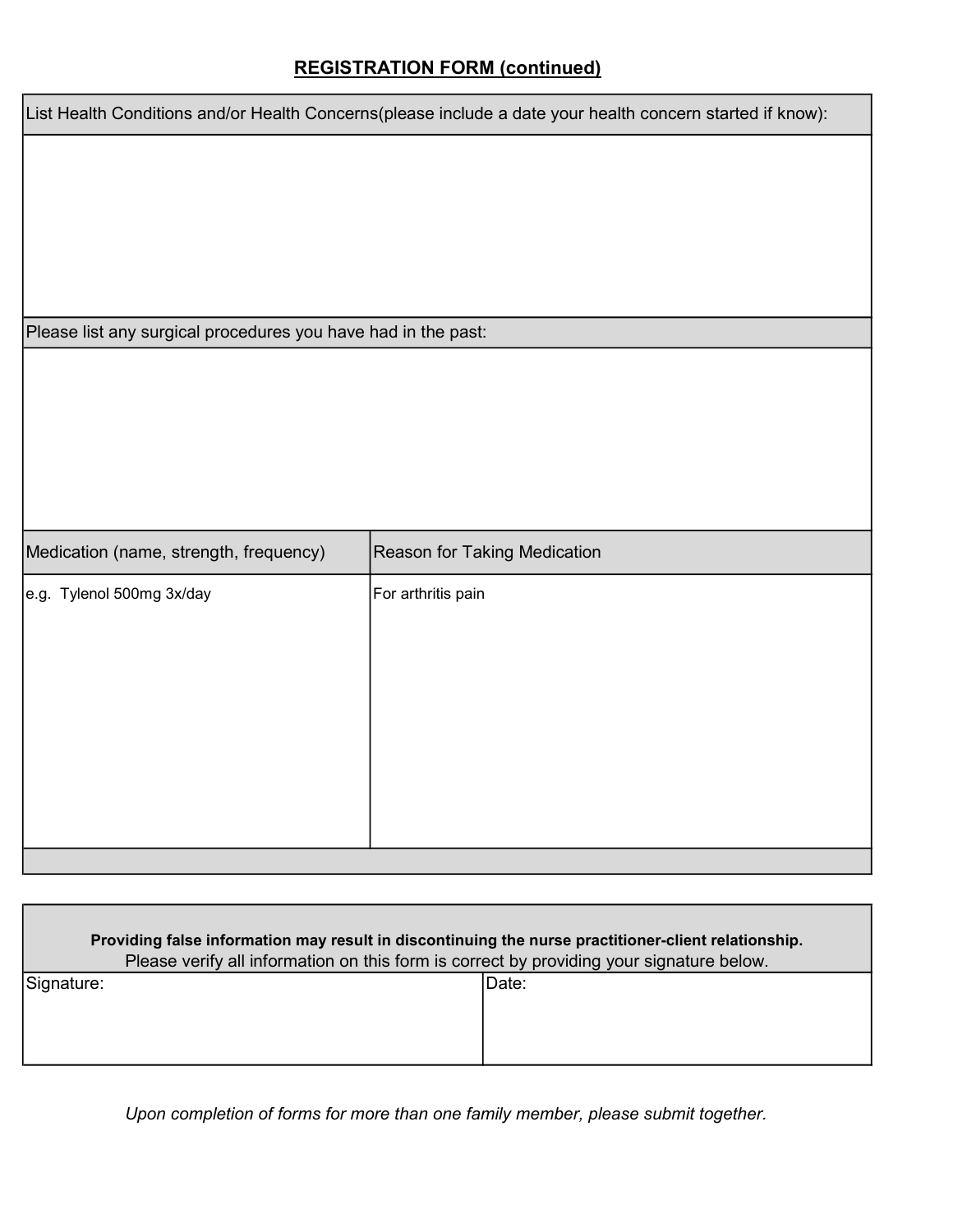## REGISTRATION FORM (continued)

| List Health Conditions and/or Health Concerns(please include a date your health concern started if know): |
|---|
| |

| Please list any surgical procedures you have had in the past: |
|---|
| |

| Medication (name, strength, frequency) | Reason for Taking Medication |
|---|---|
| e.g. Tylenol 500mg 3x/day | For arthritis pain |

**Providing false information may result in discontinuing the nurse practitioner-client relationship.**
Please verify all information on this form is correct by providing your signature below.

| Signature: | Date: |
|---|---|
| | |

*Upon completion of forms for more than one family member, please submit together.*